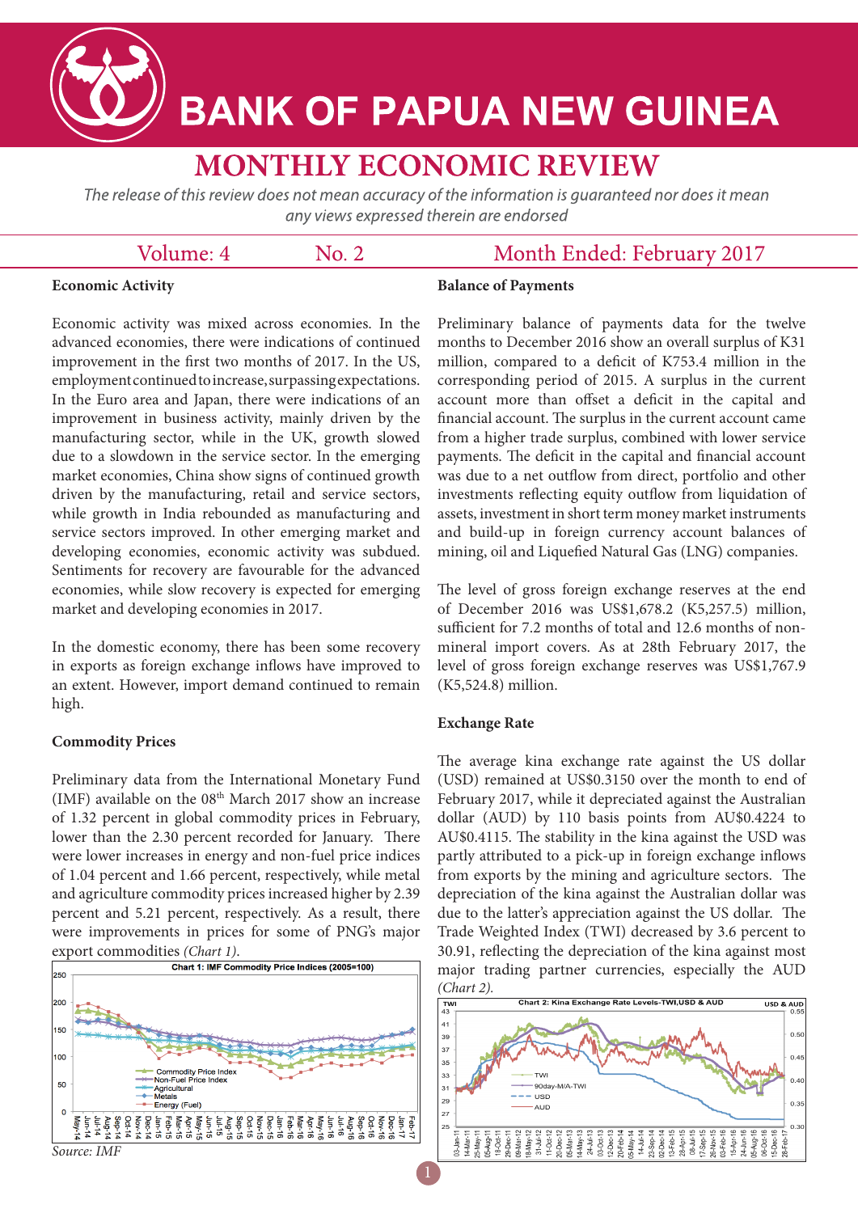# BANK OF PAPUA NEW GUINEA

## MONTHLY ECONOMIC REVIEW

*The release of this review does not mean accuracy of the information is guaranteed nor does it mean any views expressed therein are endorsed*

Volume: 4 No. 2 Month Ended: February 2017

### Economic Activity

Economic activity was mixed across economies. In the advanced economies, there were indications of continued improvement in the first two months of 2017. In the US, employment continued to increase, surpassing expectations. In the Euro area and Japan, there were indications of an improvement in business activity, mainly driven by the manufacturing sector, while in the UK, growth slowed due to a slowdown in the service sector. In the emerging market economies, China show signs of continued growth driven by the manufacturing, retail and service sectors, while growth in India rebounded as manufacturing and service sectors improved. In other emerging market and developing economies, economic activity was subdued. Sentiments for recovery are favourable for the advanced economies, while slow recovery is expected for emerging market and developing economies in 2017.

In the domestic economy, there has been some recovery in exports as foreign exchange inflows have improved to an extent. However, import demand continued to remain high.

### Commodity Prices

Preliminary data from the International Monetary Fund (IMF) available on the 08th March 2017 show an increase of 1.32 percent in global commodity prices in February, lower than the 2.30 percent recorded for January. There were lower increases in energy and non-fuel price indices of 1.04 percent and 1.66 percent, respectively, while metal and agriculture commodity prices increased higher by 2.39 percent and 5.21 percent, respectively. As a result, there were improvements in prices for some of PNG's major export commodities *(Chart 1)*.

Chart 1: IMF Commodity Price Indices (2005=100)

*Source: IMF*

### Balance of Payments

Preliminary balance of payments data for the twelve months to December 2016 show an overall surplus of K31 million, compared to a deficit of K753.4 million in the corresponding period of 2015. A surplus in the current account more than offset a deficit in the capital and financial account. The surplus in the current account came from a higher trade surplus, combined with lower service payments. The deficit in the capital and financial account was due to a net outflow from direct, portfolio and other investments reflecting equity outflow from liquidation of assets, investment in short term money market instruments and build-up in foreign currency account balances of mining, oil and Liquefied Natural Gas (LNG) companies.

The level of gross foreign exchange reserves at the end of December 2016 was US$1,678.2 (K5,257.5) million, sufficient for 7.2 months of total and 12.6 months of non-mineral import covers. As at 28th February 2017, the level of gross foreign exchange reserves was US$1,767.9 (K5,524.8) million.

### Exchange Rate

The average kina exchange rate against the US dollar (USD) remained at US$0.3150 over the month to end of February 2017, while it depreciated against the Australian dollar (AUD) by 110 basis points from AU$0.4224 to AU$0.4115. The stability in the kina against the USD was partly attributed to a pick-up in foreign exchange inflows from exports by the mining and agriculture sectors. The depreciation of the kina against the Australian dollar was due to the latter's appreciation against the US dollar. The Trade Weighted Index (TWI) decreased by 3.6 percent to 30.91, reflecting the depreciation of the kina against most major trading partner currencies, especially the AUD *(Chart 2)*.

Chart 2: Kina Exchange Rate Levels-TWI,USD & AUD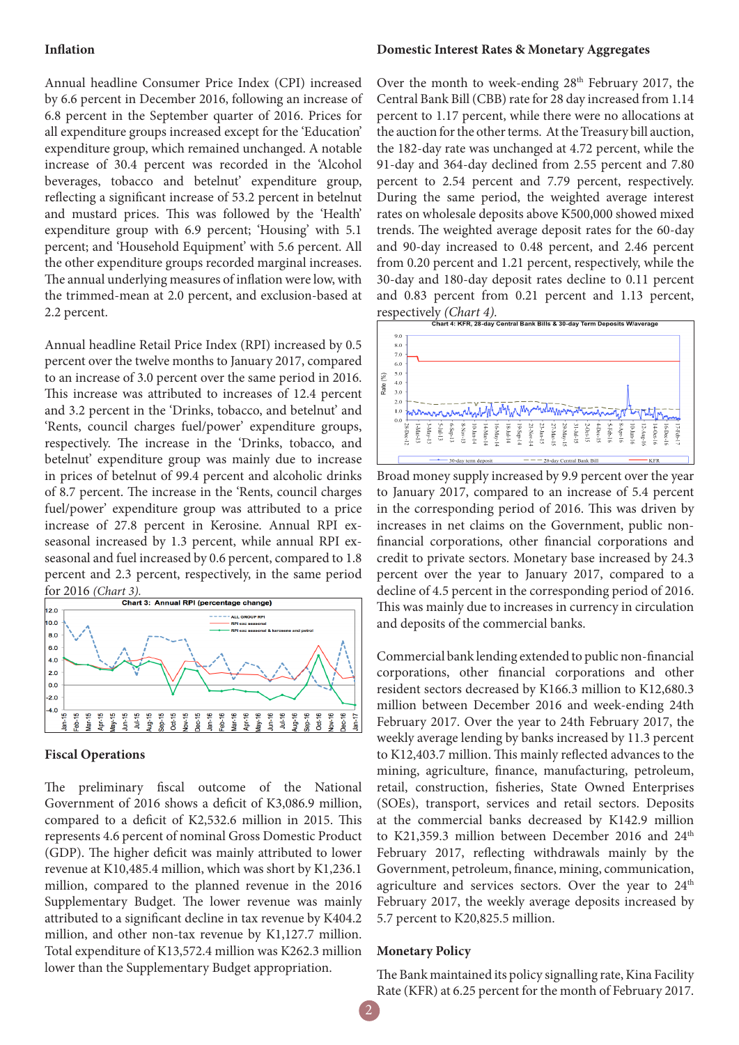## Inflation

Annual headline Consumer Price Index (CPI) increased by 6.6 percent in December 2016, following an increase of 6.8 percent in the September quarter of 2016. Prices for all expenditure groups increased except for the 'Education' expenditure group, which remained unchanged. A notable increase of 30.4 percent was recorded in the 'Alcohol beverages, tobacco and betelnut' expenditure group, reflecting a significant increase of 53.2 percent in betelnut and mustard prices. This was followed by the 'Health' expenditure group with 6.9 percent; 'Housing' with 5.1 percent; and 'Household Equipment' with 5.6 percent. All the other expenditure groups recorded marginal increases. The annual underlying measures of inflation were low, with the trimmed-mean at 2.0 percent, and exclusion-based at 2.2 percent.

Annual headline Retail Price Index (RPI) increased by 0.5 percent over the twelve months to January 2017, compared to an increase of 3.0 percent over the same period in 2016. This increase was attributed to increases of 12.4 percent and 3.2 percent in the 'Drinks, tobacco, and betelnut' and 'Rents, council charges fuel/power' expenditure groups, respectively. The increase in the 'Drinks, tobacco, and betelnut' expenditure group was mainly due to increase in prices of betelnut of 99.4 percent and alcoholic drinks of 8.7 percent. The increase in the 'Rents, council charges fuel/power' expenditure group was attributed to a price increase of 27.8 percent in Kerosine. Annual RPI ex-seasonal increased by 1.3 percent, while annual RPI ex-seasonal and fuel increased by 0.6 percent, compared to 1.8 percent and 2.3 percent, respectively, in the same period for 2016 *(Chart 3)*.

Chart 3: Annual RPI (percentage change)

## Fiscal Operations

The preliminary fiscal outcome of the National Government of 2016 shows a deficit of K3,086.9 million, compared to a deficit of K2,532.6 million in 2015. This represents 4.6 percent of nominal Gross Domestic Product (GDP). The higher deficit was mainly attributed to lower revenue at K10,485.4 million, which was short by K1,236.1 million, compared to the planned revenue in the 2016 Supplementary Budget. The lower revenue was mainly attributed to a significant decline in tax revenue by K404.2 million, and other non-tax revenue by K1,127.7 million. Total expenditure of K13,572.4 million was K262.3 million lower than the Supplementary Budget appropriation.

## Domestic Interest Rates & Monetary Aggregates

Over the month to week-ending 28th February 2017, the Central Bank Bill (CBB) rate for 28 day increased from 1.14 percent to 1.17 percent, while there were no allocations at the auction for the other terms. At the Treasury bill auction, the 182-day rate was unchanged at 4.72 percent, while the 91-day and 364-day declined from 2.55 percent and 7.80 percent to 2.54 percent and 7.79 percent, respectively. During the same period, the weighted average interest rates on wholesale deposits above K500,000 showed mixed trends. The weighted average deposit rates for the 60-day and 90-day increased to 0.48 percent, and 2.46 percent from 0.20 percent and 1.21 percent, respectively, while the 30-day and 180-day deposit rates decline to 0.11 percent and 0.83 percent from 0.21 percent and 1.13 percent, respectively *(Chart 4)*.

Chart 4: KFR, 28-day Central Bank Bills & 30-day Term Deposits W/average

Broad money supply increased by 9.9 percent over the year to January 2017, compared to an increase of 5.4 percent in the corresponding period of 2016. This was driven by increases in net claims on the Government, public non-financial corporations, other financial corporations and credit to private sectors. Monetary base increased by 24.3 percent over the year to January 2017, compared to a decline of 4.5 percent in the corresponding period of 2016. This was mainly due to increases in currency in circulation and deposits of the commercial banks.

Commercial bank lending extended to public non-financial corporations, other financial corporations and other resident sectors decreased by K166.3 million to K12,680.3 million between December 2016 and week-ending 24th February 2017. Over the year to 24th February 2017, the weekly average lending by banks increased by 11.3 percent to K12,403.7 million. This mainly reflected advances to the mining, agriculture, finance, manufacturing, petroleum, retail, construction, fisheries, State Owned Enterprises (SOEs), transport, services and retail sectors. Deposits at the commercial banks decreased by K142.9 million to K21,359.3 million between December 2016 and 24th February 2017, reflecting withdrawals mainly by the Government, petroleum, finance, mining, communication, agriculture and services sectors. Over the year to 24th February 2017, the weekly average deposits increased by 5.7 percent to K20,825.5 million.

## Monetary Policy

The Bank maintained its policy signalling rate, Kina Facility Rate (KFR) at 6.25 percent for the month of February 2017.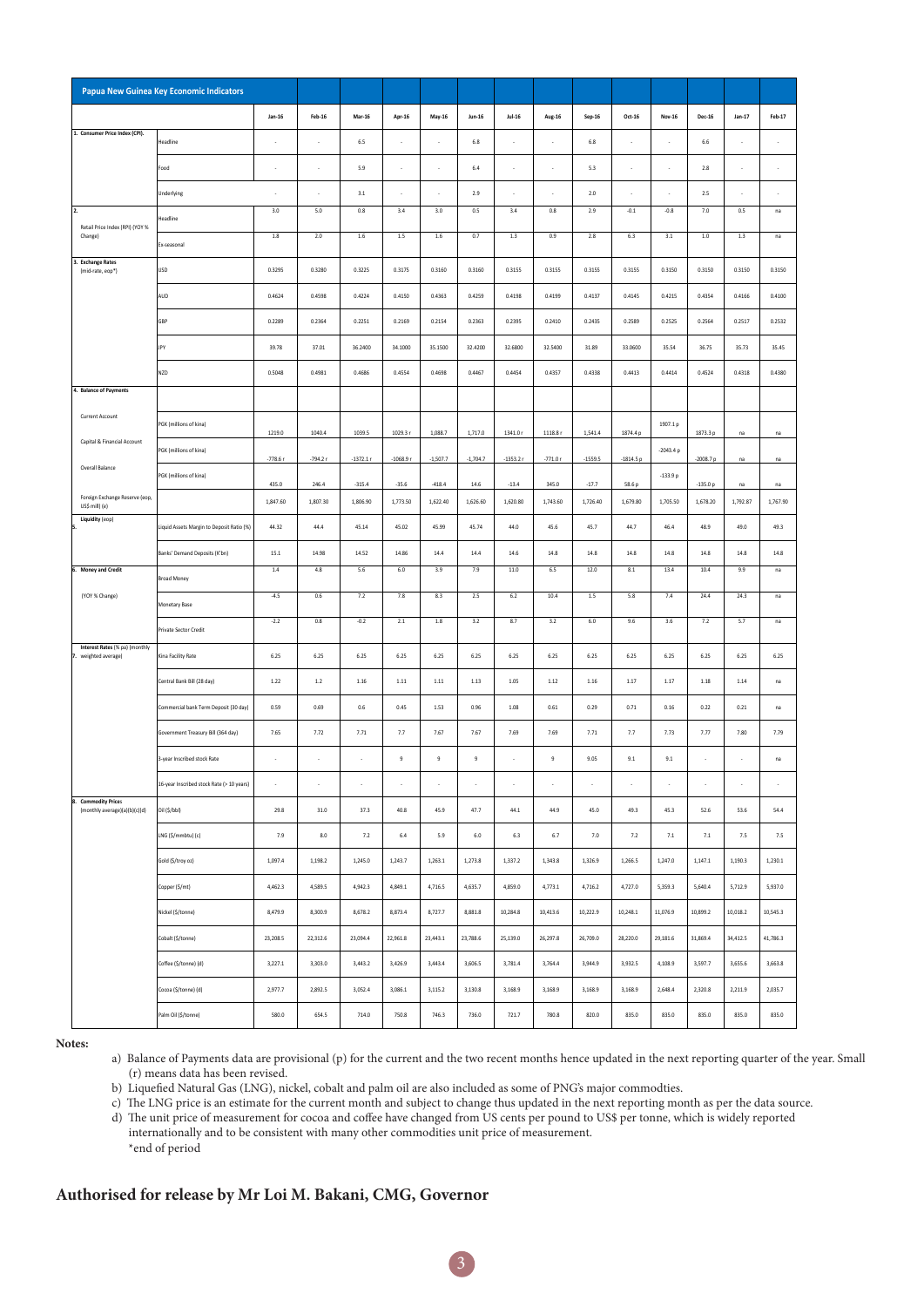| Papua New Guinea Key Economic Indicators | | | | | | | | | | | | | | | |
|---|---|---|---|---|---|---|---|---|---|---|---|---|---|---|---|
| | | Jan-16 | Feb-16 | Mar-16 | Apr-16 | May-16 | Jun-16 | Jul-16 | Aug-16 | Sep-16 | Oct-16 | Nov-16 | Dec-16 | Jan-17 | Feb-17 |
| 1. Consumer Price Index (CPI). | Headline | - | - | 6.5 | - | - | 6.8 | - | - | 6.8 | - | - | 6.6 | - | - |
| | Food | - | - | 5.9 | - | - | 6.4 | - | - | 5.3 | - | - | 2.8 | - | - |
| | Underlying | - | - | 3.1 | - | - | 2.9 | - | - | 2.0 | - | - | 2.5 | - | - |
| 2. Retail Price Index (RPI) (YOY % Change) | Headline | 3.0 | 5.0 | 0.8 | 3.4 | 3.0 | 0.5 | 3.4 | 0.8 | 2.9 | -0.1 | -0.8 | 7.0 | 0.5 | na |
| | Ex-seasonal | 1.8 | 2.0 | 1.6 | 1.5 | 1.6 | 0.7 | 1.3 | 0.9 | 2.8 | 6.3 | 3.1 | 1.0 | 1.3 | na |
| 3. Exchange Rates (mid-rate, eop*) | USD | 0.3295 | 0.3280 | 0.3225 | 0.3175 | 0.3160 | 0.3160 | 0.3155 | 0.3155 | 0.3155 | 0.3155 | 0.3150 | 0.3150 | 0.3150 | 0.3150 |
| | AUD | 0.4624 | 0.4598 | 0.4224 | 0.4150 | 0.4363 | 0.4259 | 0.4198 | 0.4199 | 0.4137 | 0.4145 | 0.4215 | 0.4354 | 0.4166 | 0.4100 |
| | GBP | 0.2289 | 0.2364 | 0.2251 | 0.2169 | 0.2154 | 0.2363 | 0.2395 | 0.2410 | 0.2435 | 0.2589 | 0.2525 | 0.2564 | 0.2517 | 0.2532 |
| | JPY | 39.78 | 37.01 | 36.2400 | 34.1000 | 35.1500 | 32.4200 | 32.6800 | 32.5400 | 31.89 | 33.0600 | 35.54 | 36.75 | 35.73 | 35.45 |
| | NZD | 0.5048 | 0.4981 | 0.4686 | 0.4554 | 0.4698 | 0.4467 | 0.4454 | 0.4357 | 0.4338 | 0.4413 | 0.4414 | 0.4524 | 0.4318 | 0.4380 |
| 4. Balance of Payments | | | | | | | | | | | | | | | |
| Current Account | PGK (millions of kina) | 1219.0 | 1040.4 | 1039.5 | 1029.3 r | 1,088.7 | 1,717.0 | 1341.0 r | 1118.8 r | 1,541.4 | 1874.4 p | 1907.1 p | 1873.3 p | na | na |
| Capital & Financial Account | PGK (millions of kina) | -778.6 r | -794.2 r | -1372.1 r | -1068.9 r | -1,507.7 | -1,704.7 | -1353.2 r | -771.0 r | -1559.5 | -1814.5 p | -2043.4 p | -2008.7 p | na | na |
| Overall Balance | PGK (millions of kina) | 435.0 | 246.4 | -315.4 | -35.6 | -418.4 | 14.6 | -13.4 | 345.0 | -17.7 | 58.6 p | -133.9 p | -135.0 p | na | na |
| Foreign Exchange Reserve (eop, US$ mill) (e) | | 1,847.60 | 1,807.30 | 1,806.90 | 1,773.50 | 1,622.40 | 1,626.60 | 1,620.80 | 1,743.60 | 1,726.40 | 1,679.80 | 1,705.50 | 1,678.20 | 1,792.87 | 1,767.90 |
| 5. Liquidity (eop) | Liquid Assets Margin to Deposit Ratio (%) | 44.32 | 44.4 | 45.14 | 45.02 | 45.99 | 45.74 | 44.0 | 45.6 | 45.7 | 44.7 | 46.4 | 48.9 | 49.0 | 49.3 |
| | Banks' Demand Deposits (K'bn) | 15.1 | 14.98 | 14.52 | 14.86 | 14.4 | 14.4 | 14.6 | 14.8 | 14.8 | 14.8 | 14.8 | 14.8 | 14.8 | 14.8 |
| 6. Money and Credit | Broad Money | 1.4 | 4.8 | 5.6 | 6.0 | 3.9 | 7.9 | 11.0 | 6.5 | 12.0 | 8.1 | 13.4 | 10.4 | 9.9 | na |
| (YOY % Change) | Monetary Base | -4.5 | 0.6 | 7.2 | 7.8 | 8.3 | 2.5 | 6.2 | 10.4 | 1.5 | 5.8 | 7.4 | 24.4 | 24.3 | na |
| | Private Sector Credit | -2.2 | 0.8 | -0.2 | 2.1 | 1.8 | 3.2 | 8.7 | 3.2 | 6.0 | 9.6 | 3.6 | 7.2 | 5.7 | na |
| 7. Interest Rates (% pa) (monthly weighted average) | Kina Facility Rate | 6.25 | 6.25 | 6.25 | 6.25 | 6.25 | 6.25 | 6.25 | 6.25 | 6.25 | 6.25 | 6.25 | 6.25 | 6.25 | 6.25 |
| | Central Bank Bill (28 day) | 1.22 | 1.2 | 1.16 | 1.11 | 1.11 | 1.13 | 1.05 | 1.12 | 1.16 | 1.17 | 1.17 | 1.18 | 1.14 | na |
| | Commercial bank Term Deposit (30 day) | 0.59 | 0.69 | 0.6 | 0.45 | 1.53 | 0.96 | 1.08 | 0.61 | 0.29 | 0.71 | 0.16 | 0.22 | 0.21 | na |
| | Government Treasury Bill (364 day) | 7.65 | 7.72 | 7.71 | 7.7 | 7.67 | 7.67 | 7.69 | 7.69 | 7.71 | 7.7 | 7.73 | 7.77 | 7.80 | 7.79 |
| | 3-year Inscribed stock Rate | - | - | - | 9 | 9 | 9 | - | 9 | 9.05 | 9.1 | 9.1 | - | - | na |
| | 16-year Inscribed stock Rate (> 10 years) | - | - | - | - | - | - | - | - | - | - | - | - | - | - |
| 8. Commodity Prices (monthly average)(a)(b)(c)(d) | Oil ($/bbl) | 29.8 | 31.0 | 37.3 | 40.8 | 45.9 | 47.7 | 44.1 | 44.9 | 45.0 | 49.3 | 45.3 | 52.6 | 53.6 | 54.4 |
| | LNG ($/mmbtu) (c) | 7.9 | 8.0 | 7.2 | 6.4 | 5.9 | 6.0 | 6.3 | 6.7 | 7.0 | 7.2 | 7.1 | 7.1 | 7.5 | 7.5 |
| | Gold ($/troy oz) | 1,097.4 | 1,198.2 | 1,245.0 | 1,243.7 | 1,263.1 | 1,273.8 | 1,337.2 | 1,343.8 | 1,326.9 | 1,266.5 | 1,247.0 | 1,147.1 | 1,190.3 | 1,230.1 |
| | Copper ($/mt) | 4,462.3 | 4,589.5 | 4,942.3 | 4,849.1 | 4,716.5 | 4,635.7 | 4,859.0 | 4,773.1 | 4,716.2 | 4,727.0 | 5,359.3 | 5,640.4 | 5,712.9 | 5,937.0 |
| | Nickel ($/tonne) | 8,479.9 | 8,300.9 | 8,678.2 | 8,873.4 | 8,727.7 | 8,881.8 | 10,284.8 | 10,413.6 | 10,222.9 | 10,248.1 | 11,076.9 | 10,899.2 | 10,018.2 | 10,545.3 |
| | Cobalt ($/tonne) | 23,208.5 | 22,312.6 | 23,094.4 | 22,961.8 | 23,443.1 | 23,788.6 | 25,139.0 | 26,297.8 | 26,709.0 | 28,220.0 | 29,181.6 | 31,869.4 | 34,412.5 | 41,786.3 |
| | Coffee ($/tonne) (d) | 3,227.1 | 3,303.0 | 3,443.2 | 3,426.9 | 3,443.4 | 3,606.5 | 3,781.4 | 3,764.4 | 3,944.9 | 3,932.5 | 4,108.9 | 3,597.7 | 3,655.6 | 3,663.8 |
| | Cocoa ($/tonne) (d) | 2,977.7 | 2,892.5 | 3,052.4 | 3,086.1 | 3,115.2 | 3,130.8 | 3,168.9 | 3,168.9 | 3,168.9 | 3,168.9 | 2,648.4 | 2,320.8 | 2,211.9 | 2,035.7 |
| | Palm Oil ($/tonne) | 580.0 | 654.5 | 714.0 | 750.8 | 746.3 | 736.0 | 721.7 | 780.8 | 820.0 | 835.0 | 835.0 | 835.0 | 835.0 | 835.0 |

**Notes:**

a) Balance of Payments data are provisional (p) for the current and the two recent months hence updated in the next reporting quarter of the year. Small (r) means data has been revised.

b) Liquefied Natural Gas (LNG), nickel, cobalt and palm oil are also included as some of PNG's major commodties.

c) The LNG price is an estimate for the current month and subject to change thus updated in the next reporting month as per the data source.

d) The unit price of measurement for cocoa and coffee have changed from US cents per pound to US$ per tonne, which is widely reported internationally and to be consistent with many other commodities unit price of measurement.

*end of period

## Authorised for release by Mr Loi M. Bakani, CMG, Governor